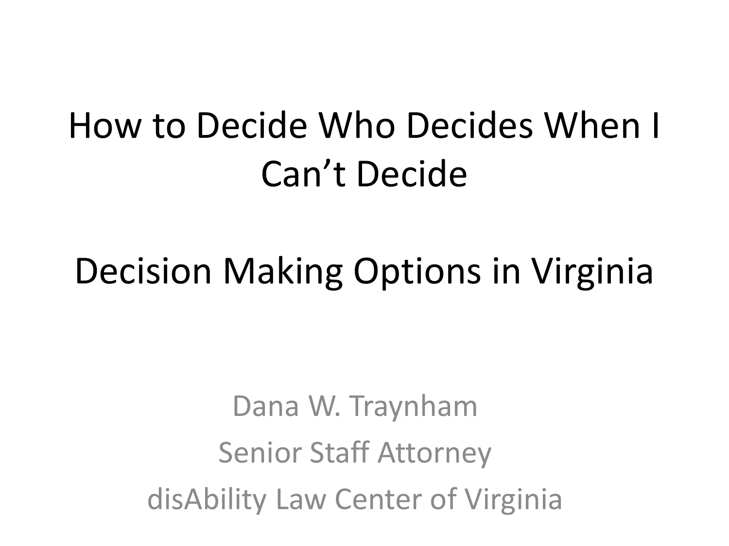# How to Decide Who Decides When I Can't Decide

## Decision Making Options in Virginia

Dana W. Traynham

Senior Staff Attorney

disAbility Law Center of Virginia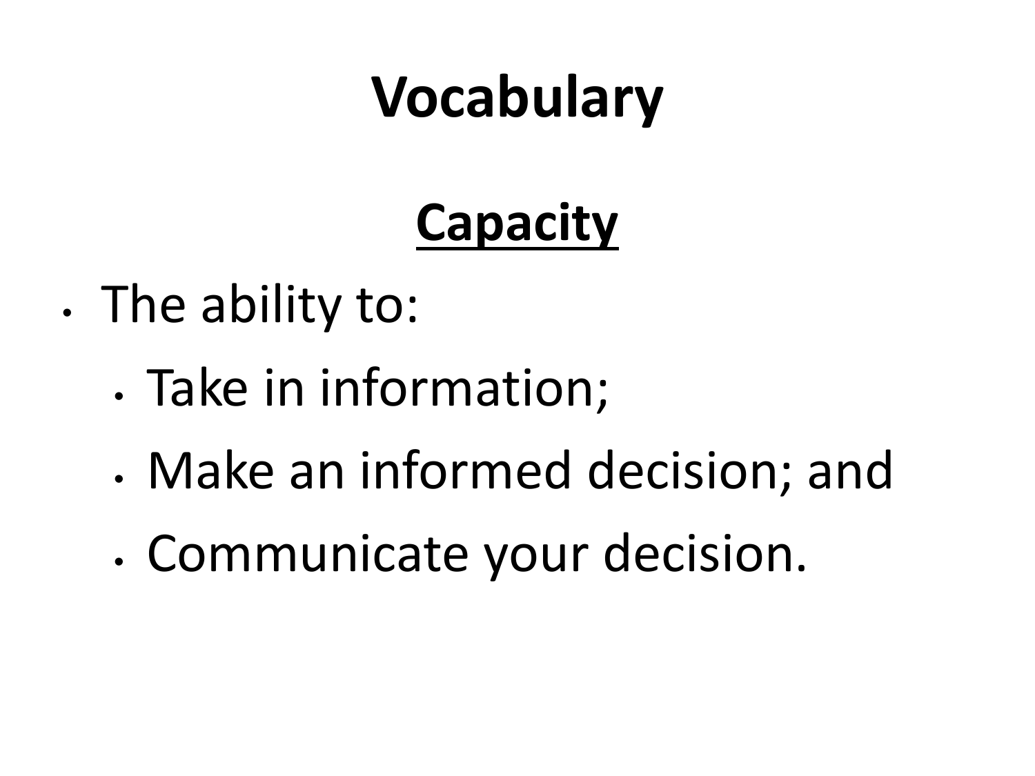# Vocabulary

## **Capacity**

- The ability to:
  - Take in information;
  - Make an informed decision; and
  - Communicate your decision.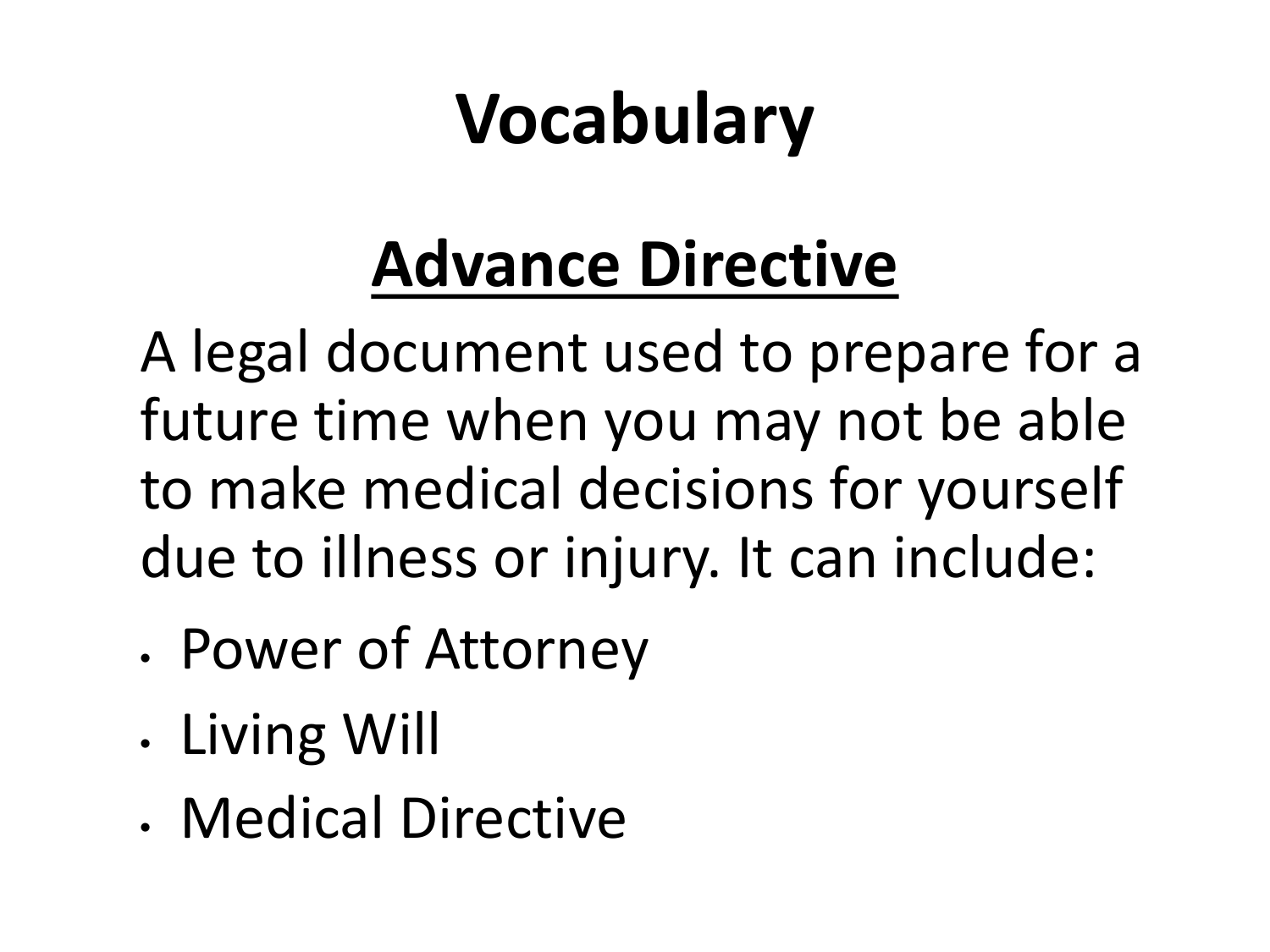# Vocabulary

## Advance Directive

A legal document used to prepare for a future time when you may not be able to make medical decisions for yourself due to illness or injury. It can include:

- Power of Attorney
- Living Will
- Medical Directive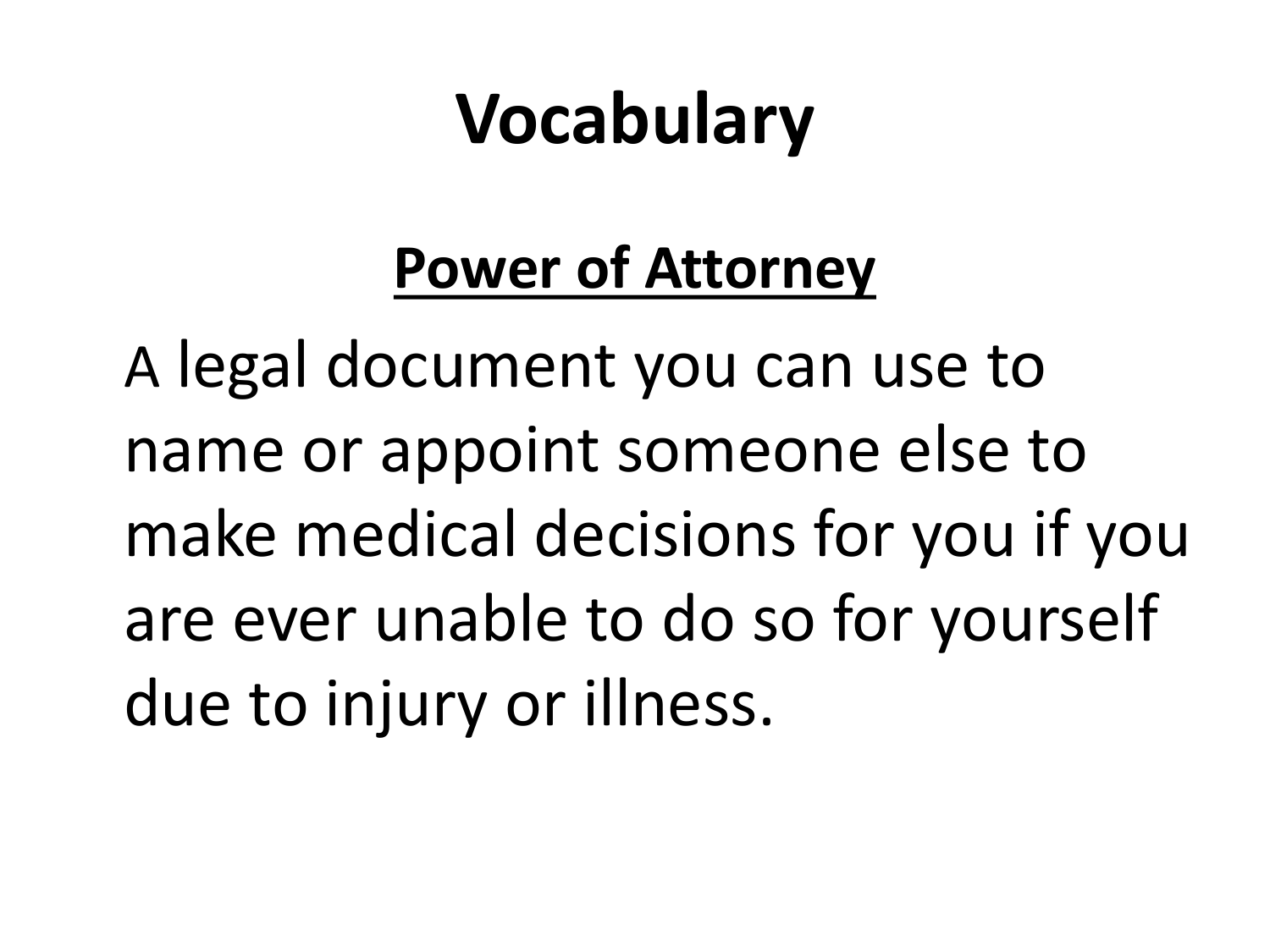# Vocabulary

## Power of Attorney

A legal document you can use to name or appoint someone else to make medical decisions for you if you are ever unable to do so for yourself due to injury or illness.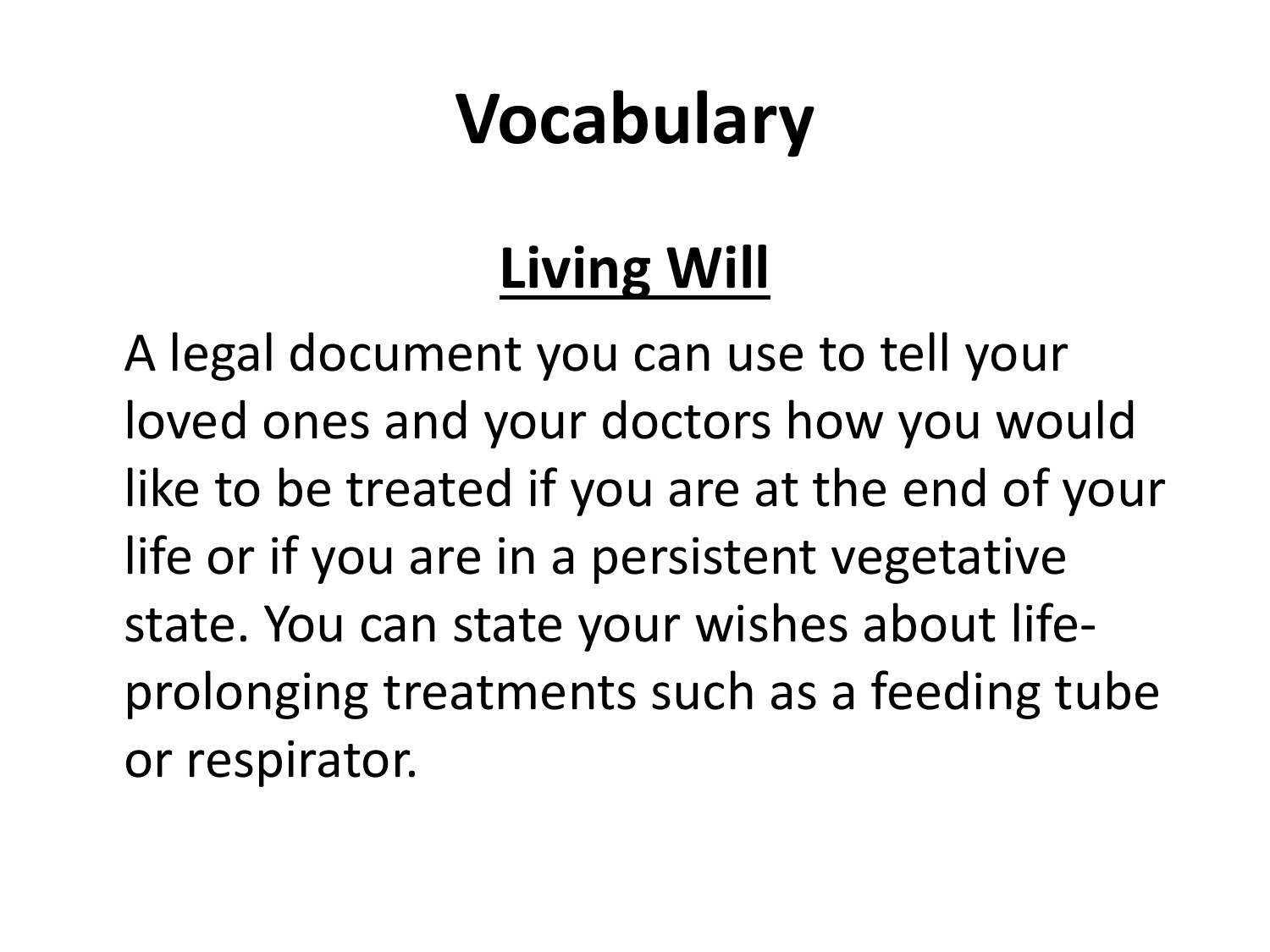# Vocabulary

## Living Will

A legal document you can use to tell your loved ones and your doctors how you would like to be treated if you are at the end of your life or if you are in a persistent vegetative state. You can state your wishes about life-prolonging treatments such as a feeding tube or respirator.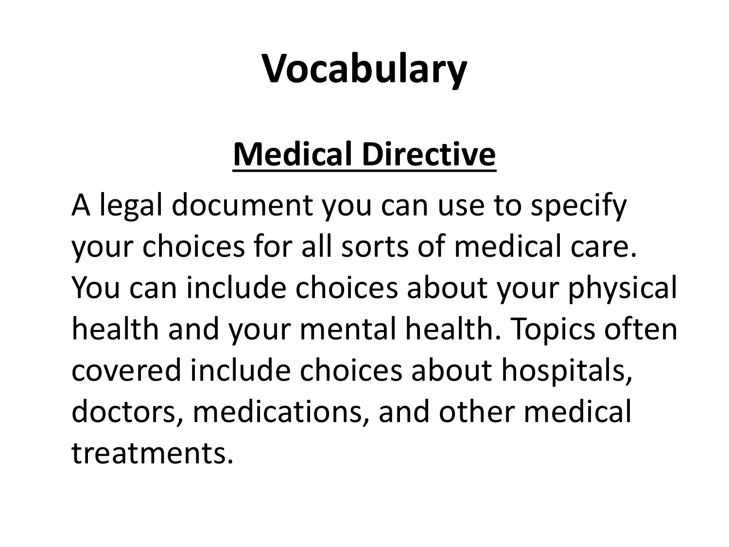# Vocabulary

## <u>Medical Directive</u>

A legal document you can use to specify your choices for all sorts of medical care. You can include choices about your physical health and your mental health. Topics often covered include choices about hospitals, doctors, medications, and other medical treatments.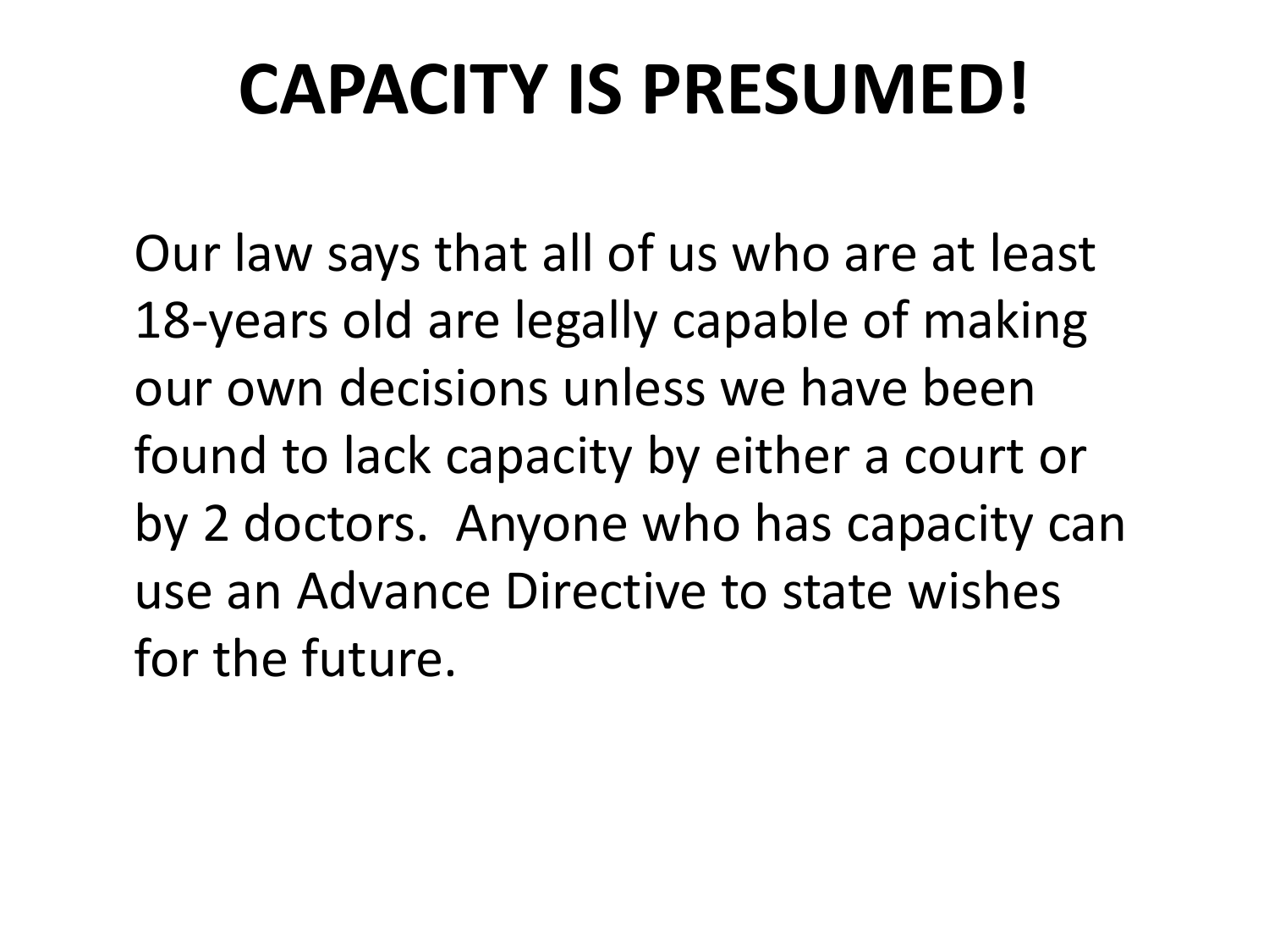# CAPACITY IS PRESUMED!

Our law says that all of us who are at least 18-years old are legally capable of making our own decisions unless we have been found to lack capacity by either a court or by 2 doctors. Anyone who has capacity can use an Advance Directive to state wishes for the future.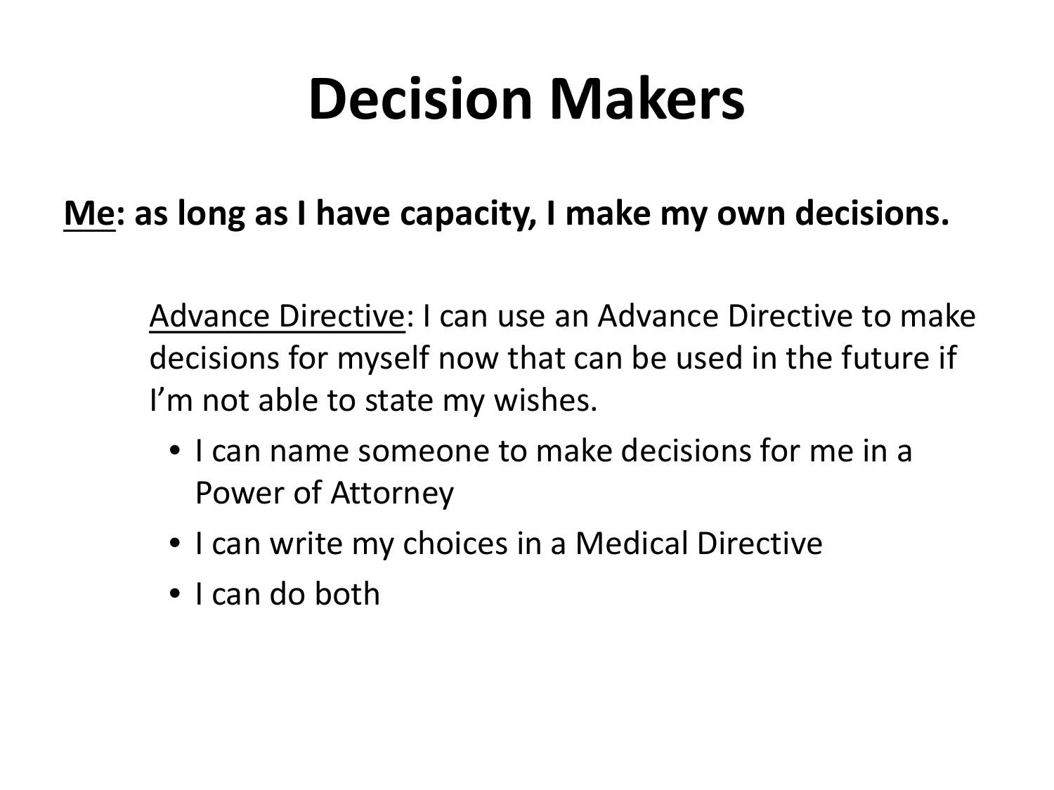# Decision Makers

**<u>Me</u>: as long as I have capacity, I make my own decisions.**

<u>Advance Directive</u>: I can use an Advance Directive to make decisions for myself now that can be used in the future if I'm not able to state my wishes.

- I can name someone to make decisions for me in a Power of Attorney
- I can write my choices in a Medical Directive
- I can do both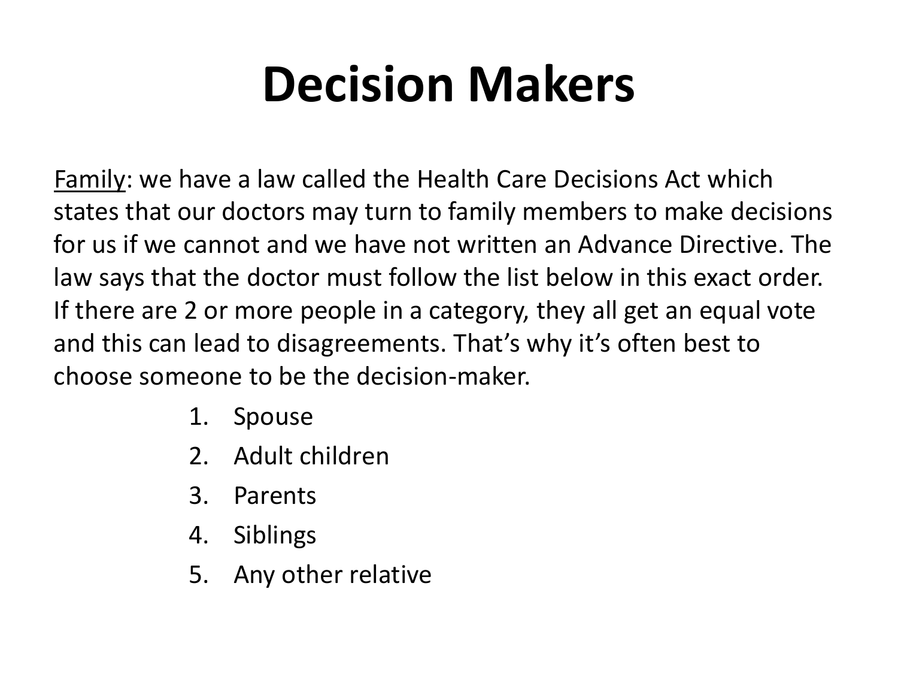# Decision Makers

Family: we have a law called the Health Care Decisions Act which states that our doctors may turn to family members to make decisions for us if we cannot and we have not written an Advance Directive. The law says that the doctor must follow the list below in this exact order. If there are 2 or more people in a category, they all get an equal vote and this can lead to disagreements. That's why it's often best to choose someone to be the decision-maker.

1. Spouse
2. Adult children
3. Parents
4. Siblings
5. Any other relative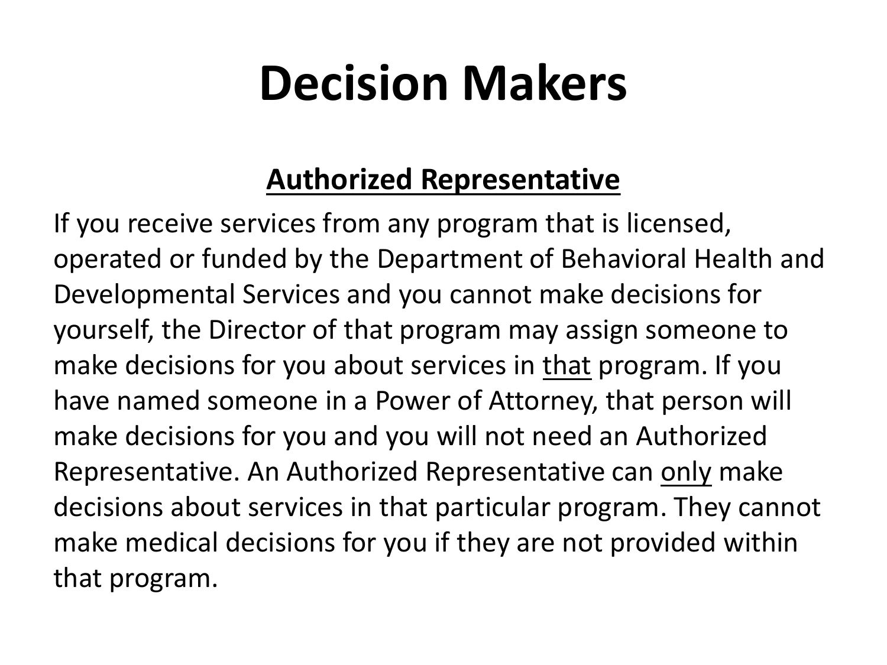# Decision Makers

## Authorized Representative

If you receive services from any program that is licensed, operated or funded by the Department of Behavioral Health and Developmental Services and you cannot make decisions for yourself, the Director of that program may assign someone to make decisions for you about services in <u>that</u> program. If you have named someone in a Power of Attorney, that person will make decisions for you and you will not need an Authorized Representative. An Authorized Representative can <u>only</u> make decisions about services in that particular program. They cannot make medical decisions for you if they are not provided within that program.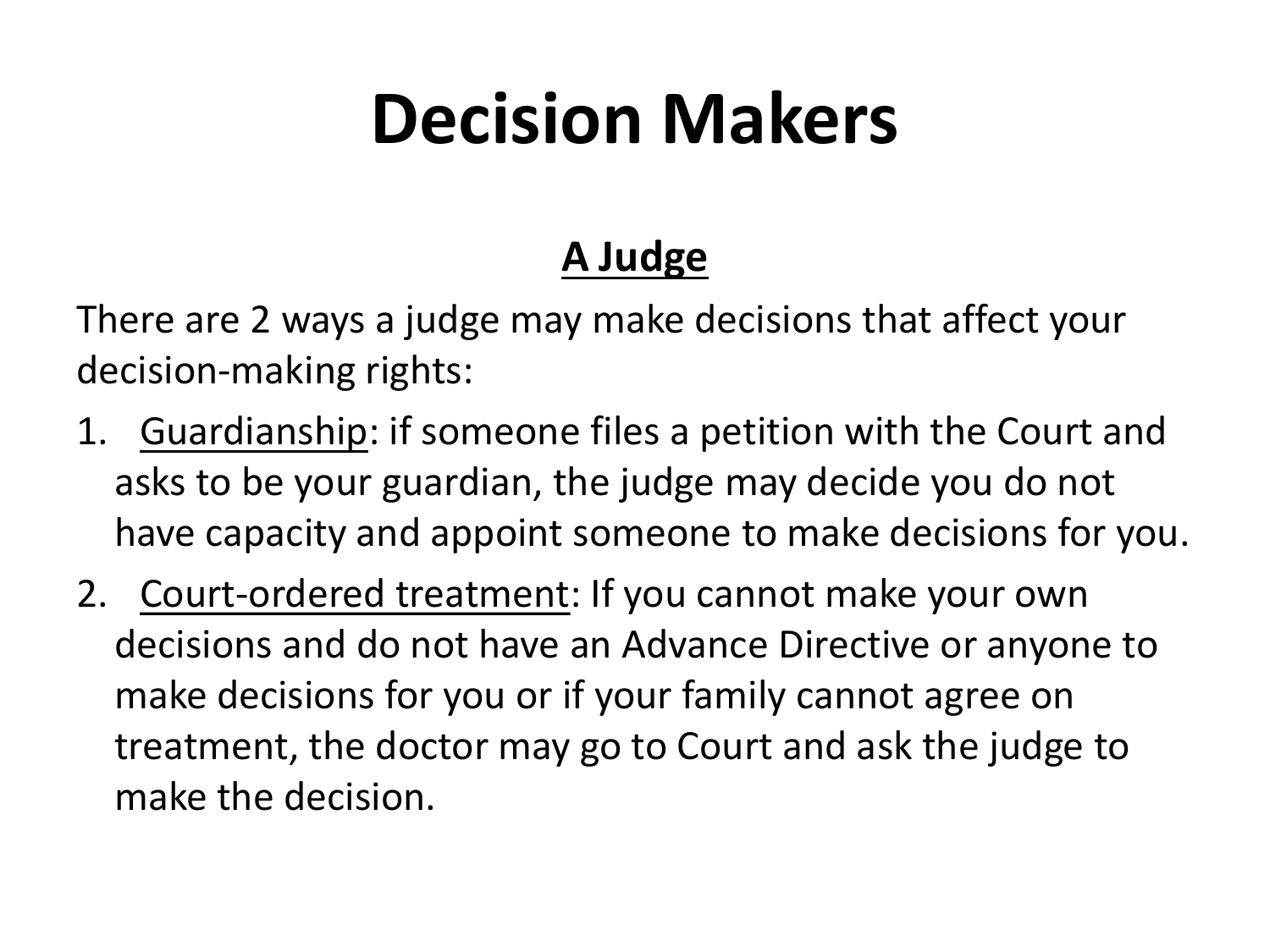# Decision Makers

**A Judge**

There are 2 ways a judge may make decisions that affect your decision-making rights:

1. Guardianship: if someone files a petition with the Court and asks to be your guardian, the judge may decide you do not have capacity and appoint someone to make decisions for you.
2. Court-ordered treatment: If you cannot make your own decisions and do not have an Advance Directive or anyone to make decisions for you or if your family cannot agree on treatment, the doctor may go to Court and ask the judge to make the decision.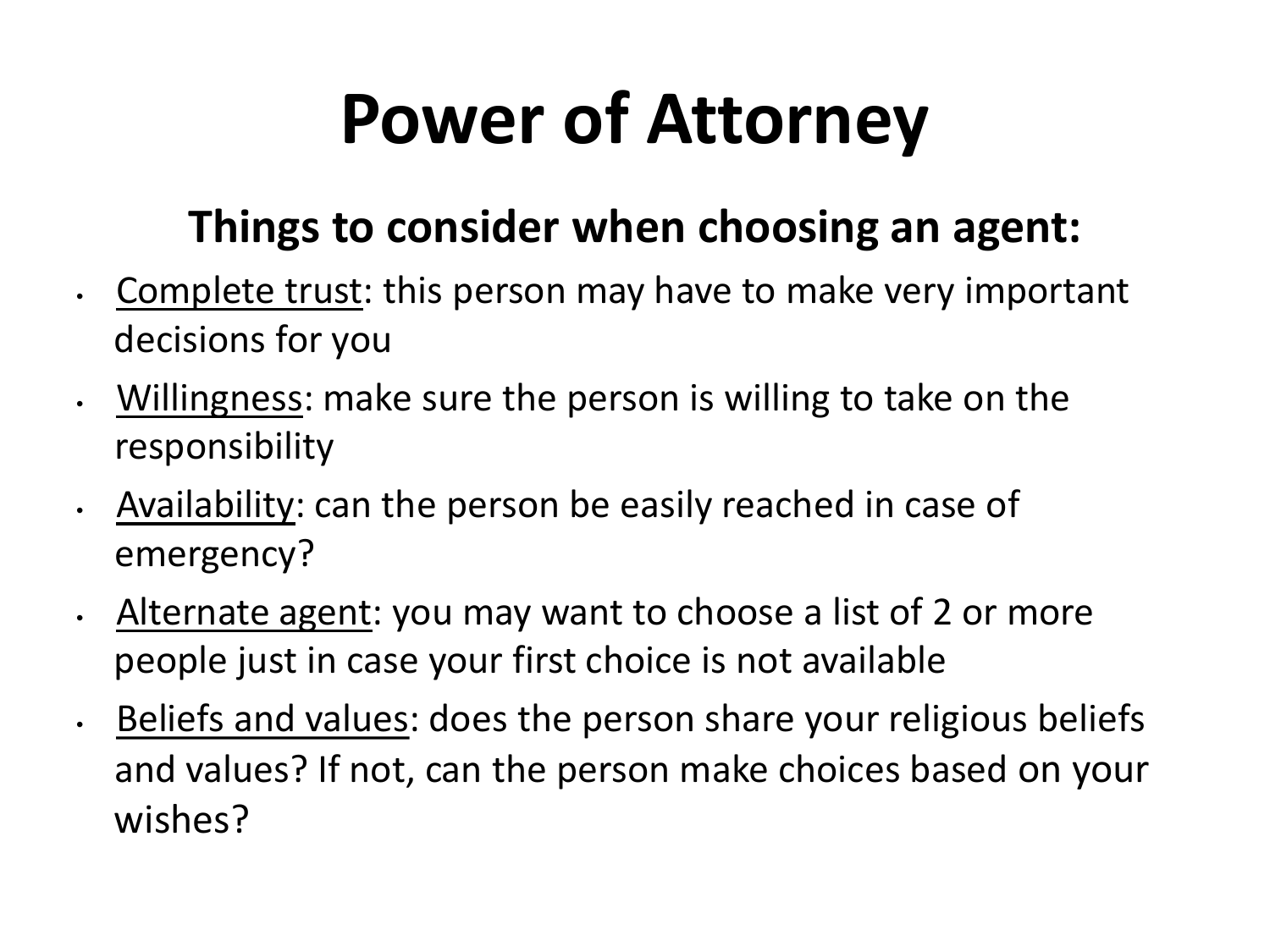# Power of Attorney

## Things to consider when choosing an agent:

- <u>Complete trust</u>: this person may have to make very important decisions for you
- <u>Willingness</u>: make sure the person is willing to take on the responsibility
- <u>Availability</u>: can the person be easily reached in case of emergency?
- <u>Alternate agent</u>: you may want to choose a list of 2 or more people just in case your first choice is not available
- <u>Beliefs and values</u>: does the person share your religious beliefs and values? If not, can the person make choices based on your wishes?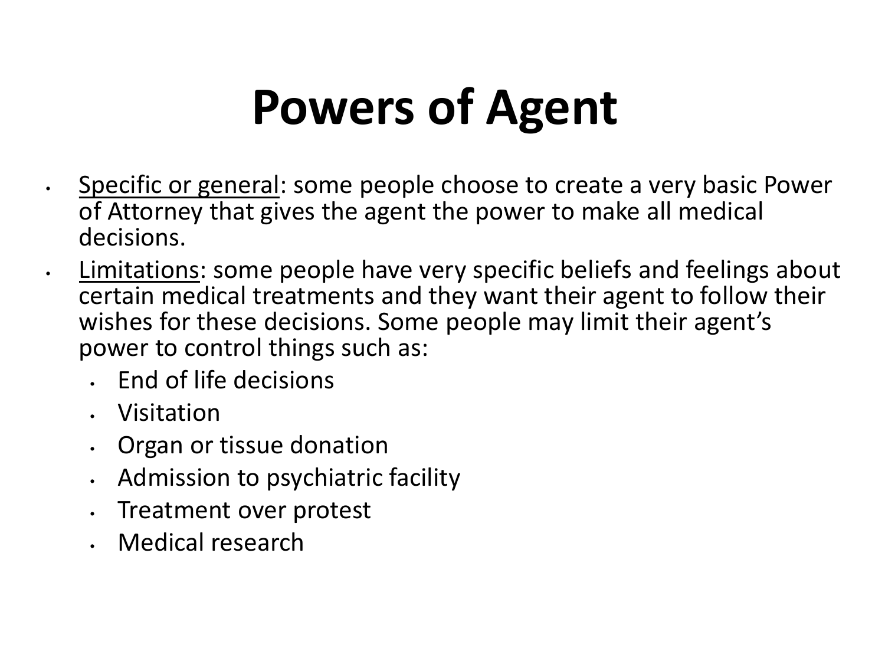# Powers of Agent

- Specific or general: some people choose to create a very basic Power of Attorney that gives the agent the power to make all medical decisions.
- Limitations: some people have very specific beliefs and feelings about certain medical treatments and they want their agent to follow their wishes for these decisions. Some people may limit their agent's power to control things such as:
  - End of life decisions
  - Visitation
  - Organ or tissue donation
  - Admission to psychiatric facility
  - Treatment over protest
  - Medical research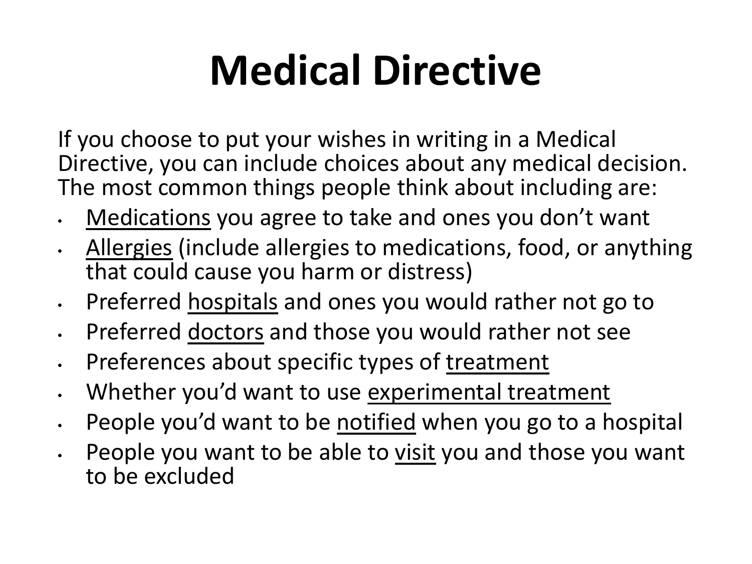# Medical Directive

If you choose to put your wishes in writing in a Medical Directive, you can include choices about any medical decision. The most common things people think about including are:

- Medications you agree to take and ones you don't want
- Allergies (include allergies to medications, food, or anything that could cause you harm or distress)
- Preferred hospitals and ones you would rather not go to
- Preferred doctors and those you would rather not see
- Preferences about specific types of treatment
- Whether you'd want to use experimental treatment
- People you'd want to be notified when you go to a hospital
- People you want to be able to visit you and those you want to be excluded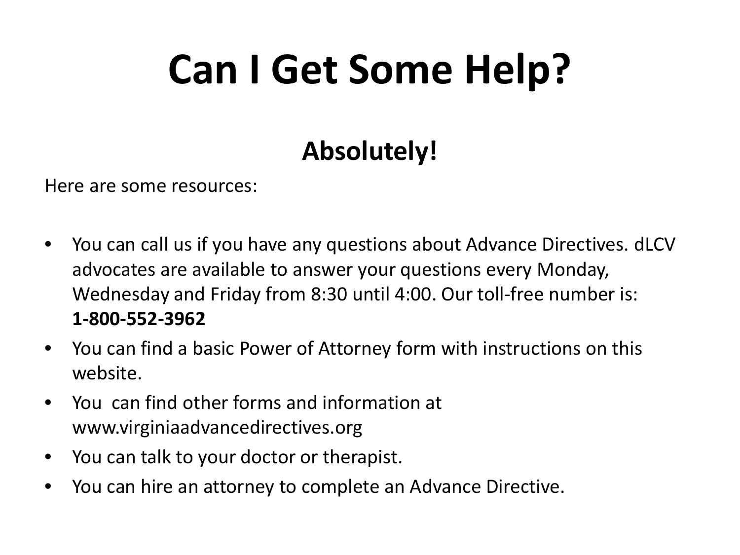# Can I Get Some Help?

**Absolutely!**

Here are some resources:

- You can call us if you have any questions about Advance Directives. dLCV advocates are available to answer your questions every Monday, Wednesday and Friday from 8:30 until 4:00. Our toll-free number is: **1-800-552-3962**
- You can find a basic Power of Attorney form with instructions on this website.
- You  can find other forms and information at www.virginiaadvancedirectives.org
- You can talk to your doctor or therapist.
- You can hire an attorney to complete an Advance Directive.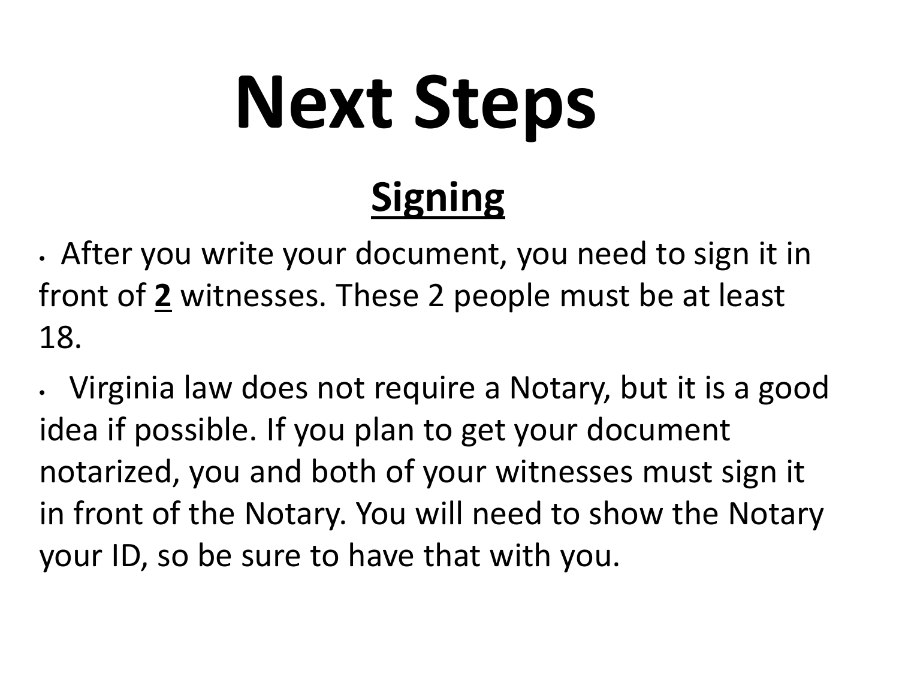# Next Steps

## Signing

- After you write your document, you need to sign it in front of **2** witnesses. These 2 people must be at least 18.
- Virginia law does not require a Notary, but it is a good idea if possible. If you plan to get your document notarized, you and both of your witnesses must sign it in front of the Notary. You will need to show the Notary your ID, so be sure to have that with you.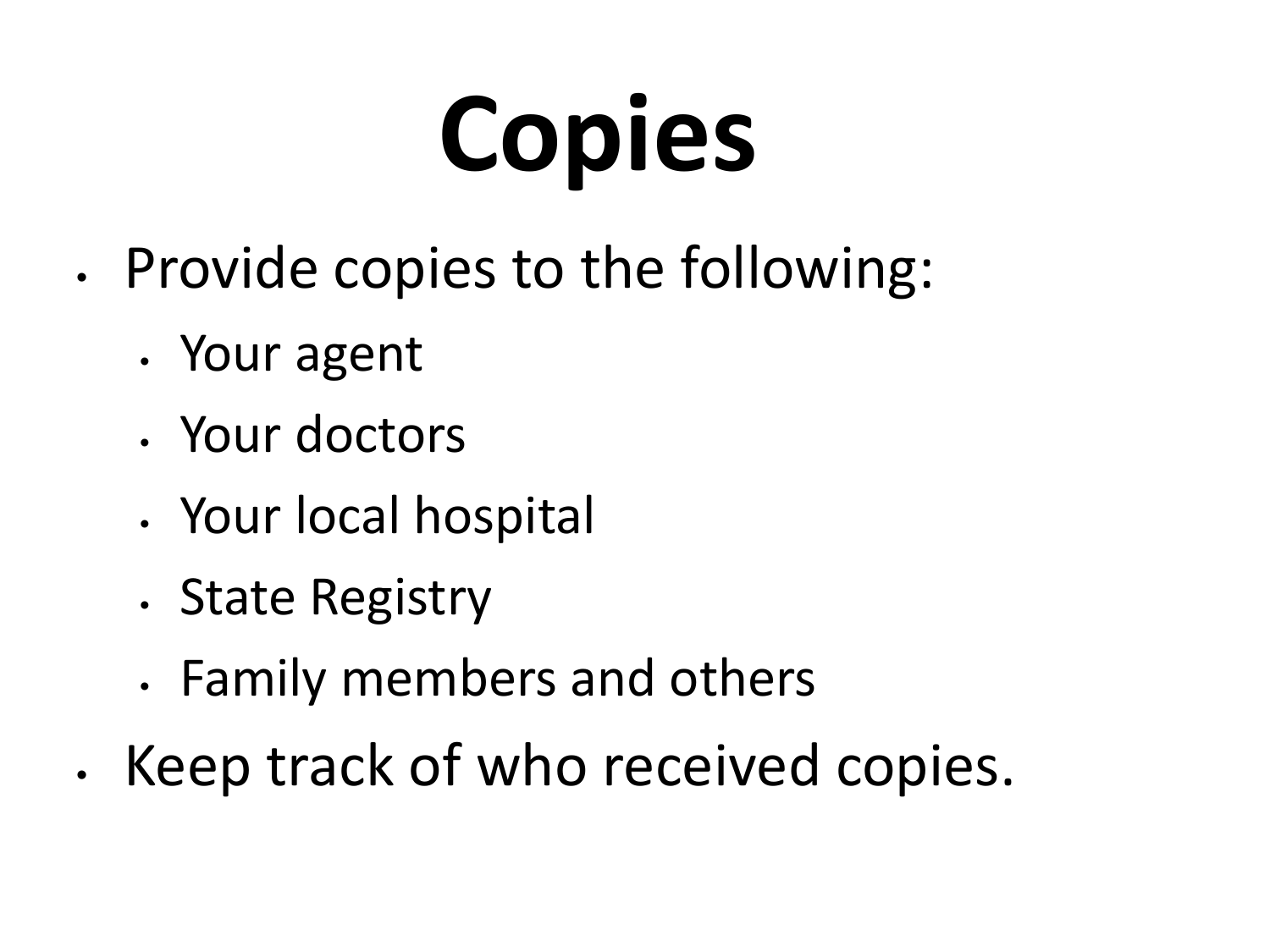# Copies

- Provide copies to the following:
  - Your agent
  - Your doctors
  - Your local hospital
  - State Registry
  - Family members and others
- Keep track of who received copies.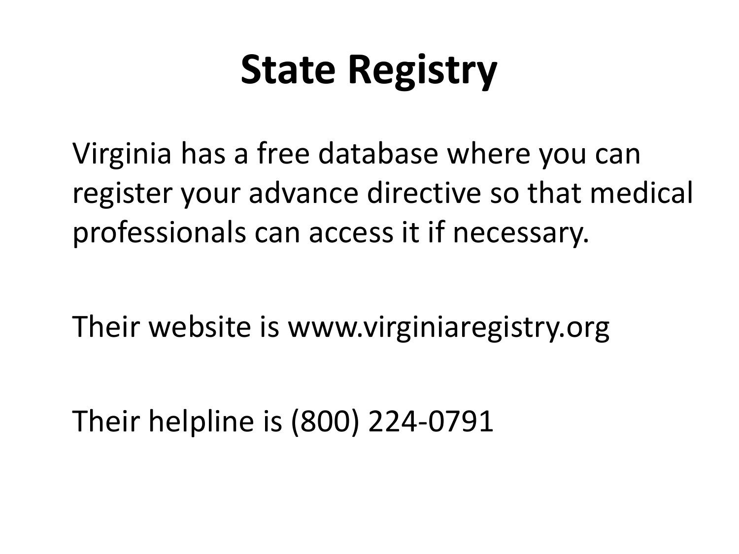# State Registry

Virginia has a free database where you can register your advance directive so that medical professionals can access it if necessary.

Their website is www.virginiaregistry.org

Their helpline is (800) 224-0791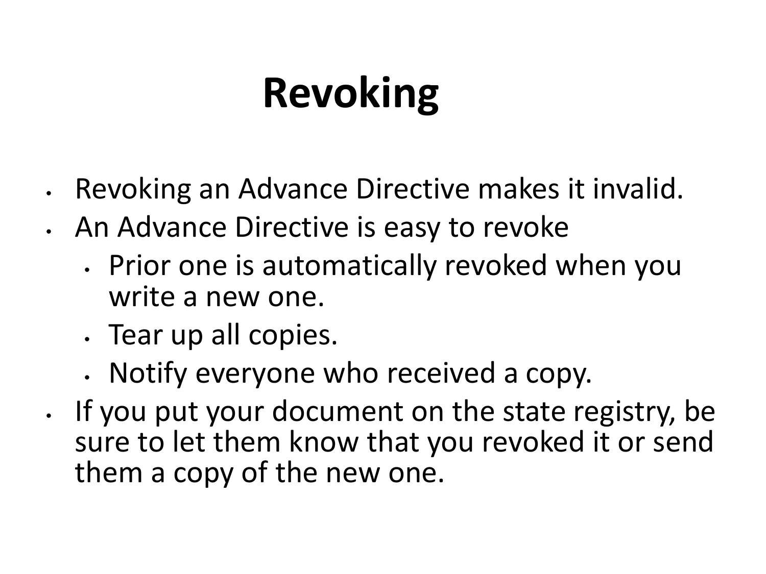# Revoking

- Revoking an Advance Directive makes it invalid.
- An Advance Directive is easy to revoke
  - Prior one is automatically revoked when you write a new one.
  - Tear up all copies.
  - Notify everyone who received a copy.
- If you put your document on the state registry, be sure to let them know that you revoked it or send them a copy of the new one.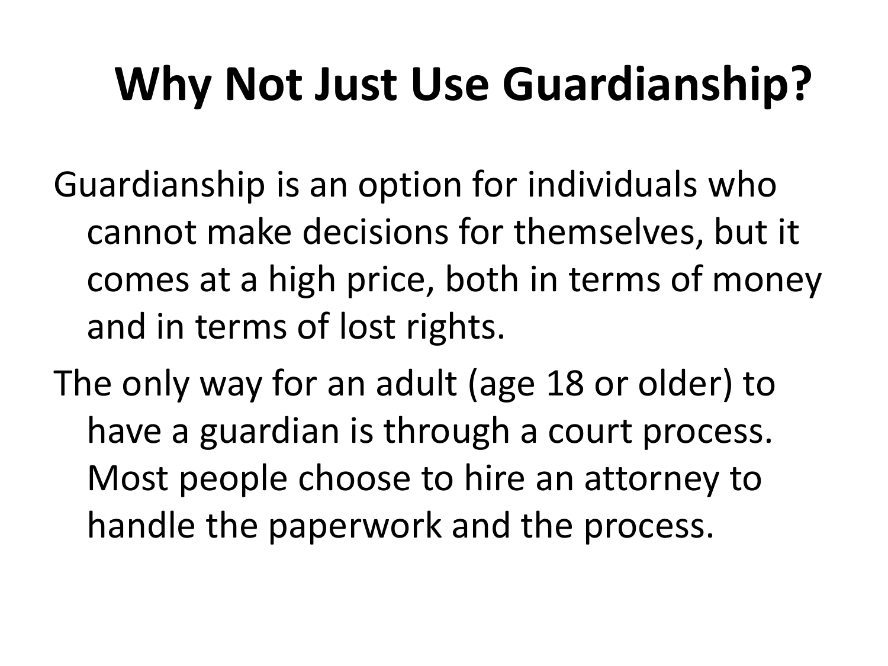# Why Not Just Use Guardianship?

Guardianship is an option for individuals who cannot make decisions for themselves, but it comes at a high price, both in terms of money and in terms of lost rights.

The only way for an adult (age 18 or older) to have a guardian is through a court process. Most people choose to hire an attorney to handle the paperwork and the process.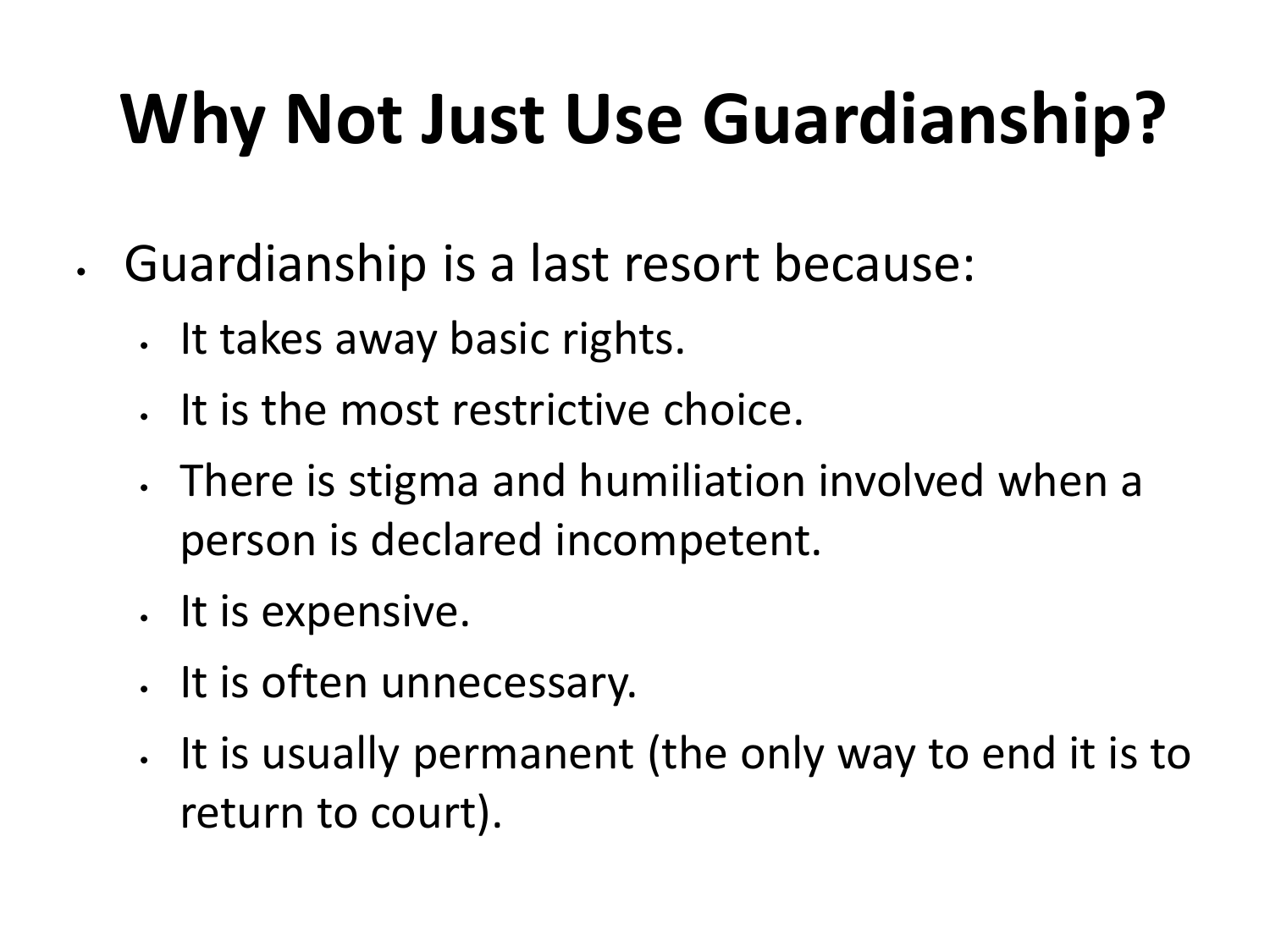# Why Not Just Use Guardianship?

- Guardianship is a last resort because:
  - It takes away basic rights.
  - It is the most restrictive choice.
  - There is stigma and humiliation involved when a person is declared incompetent.
  - It is expensive.
  - It is often unnecessary.
  - It is usually permanent (the only way to end it is to return to court).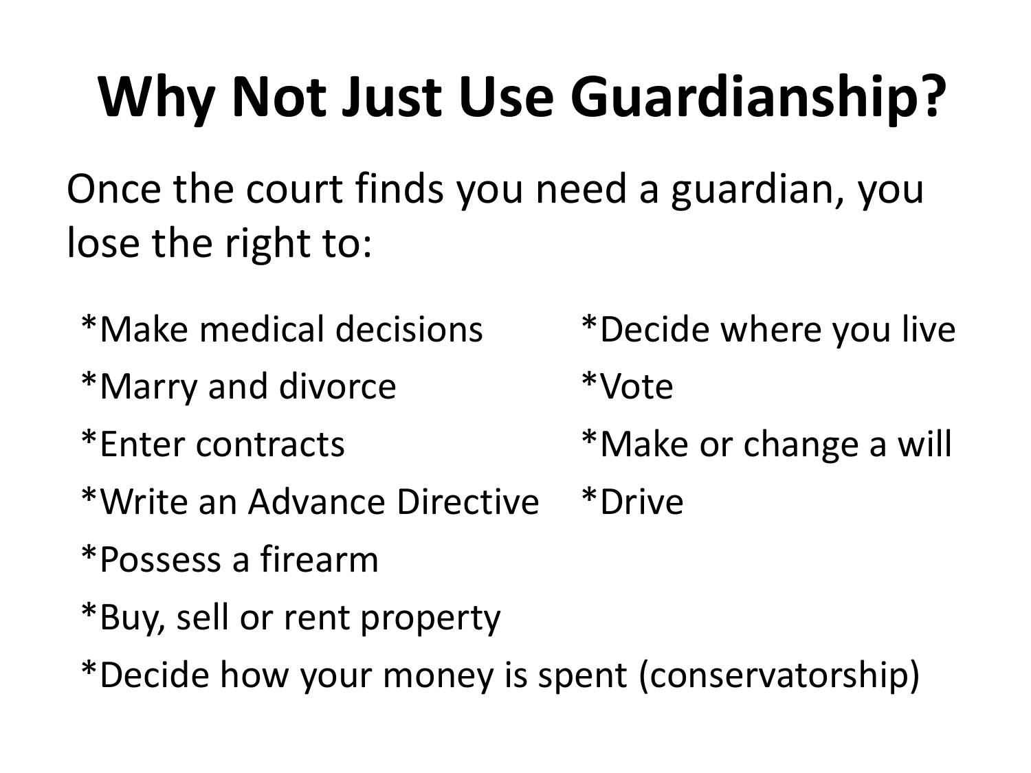# Why Not Just Use Guardianship?

Once the court finds you need a guardian, you lose the right to:

*Make medical decisions

*Marry and divorce

*Enter contracts

*Write an Advance Directive

*Possess a firearm

*Buy, sell or rent property

*Decide how your money is spent (conservatorship)

*Decide where you live

*Vote

*Make or change a will

*Drive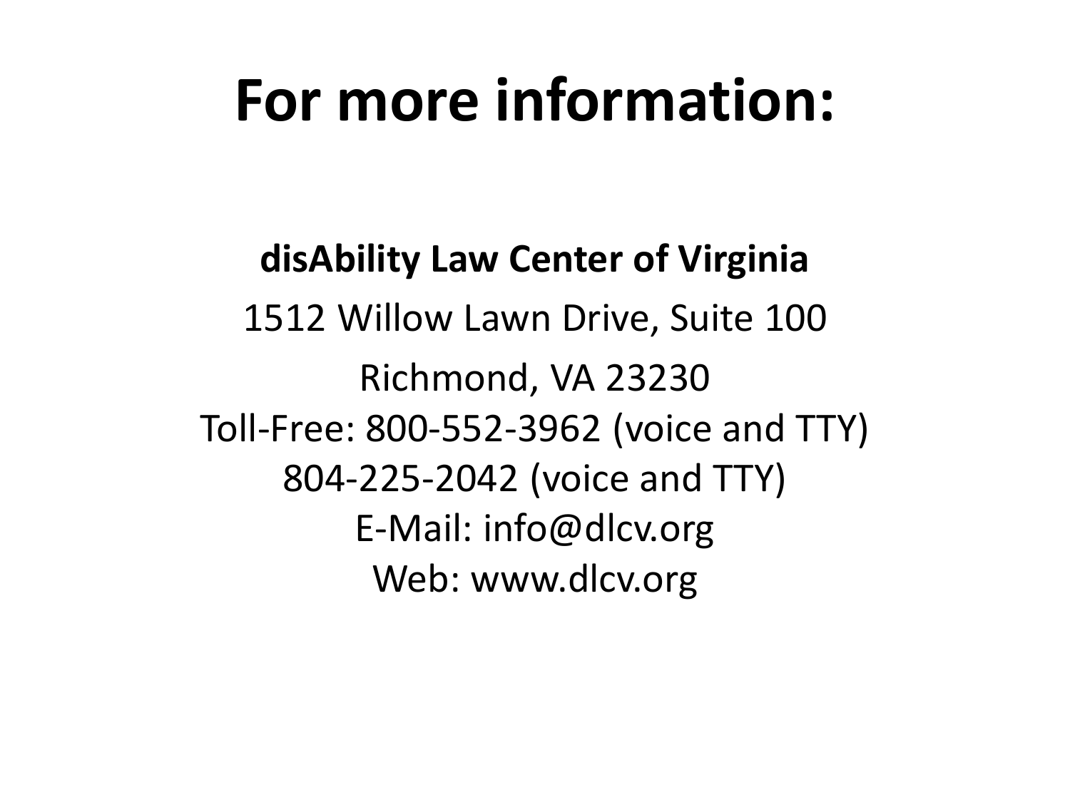# For more information:

**disAbility Law Center of Virginia**

1512 Willow Lawn Drive, Suite 100

Richmond, VA 23230
Toll-Free: 800-552-3962 (voice and TTY)
804-225-2042 (voice and TTY)
E-Mail: info@dlcv.org
Web: www.dlcv.org